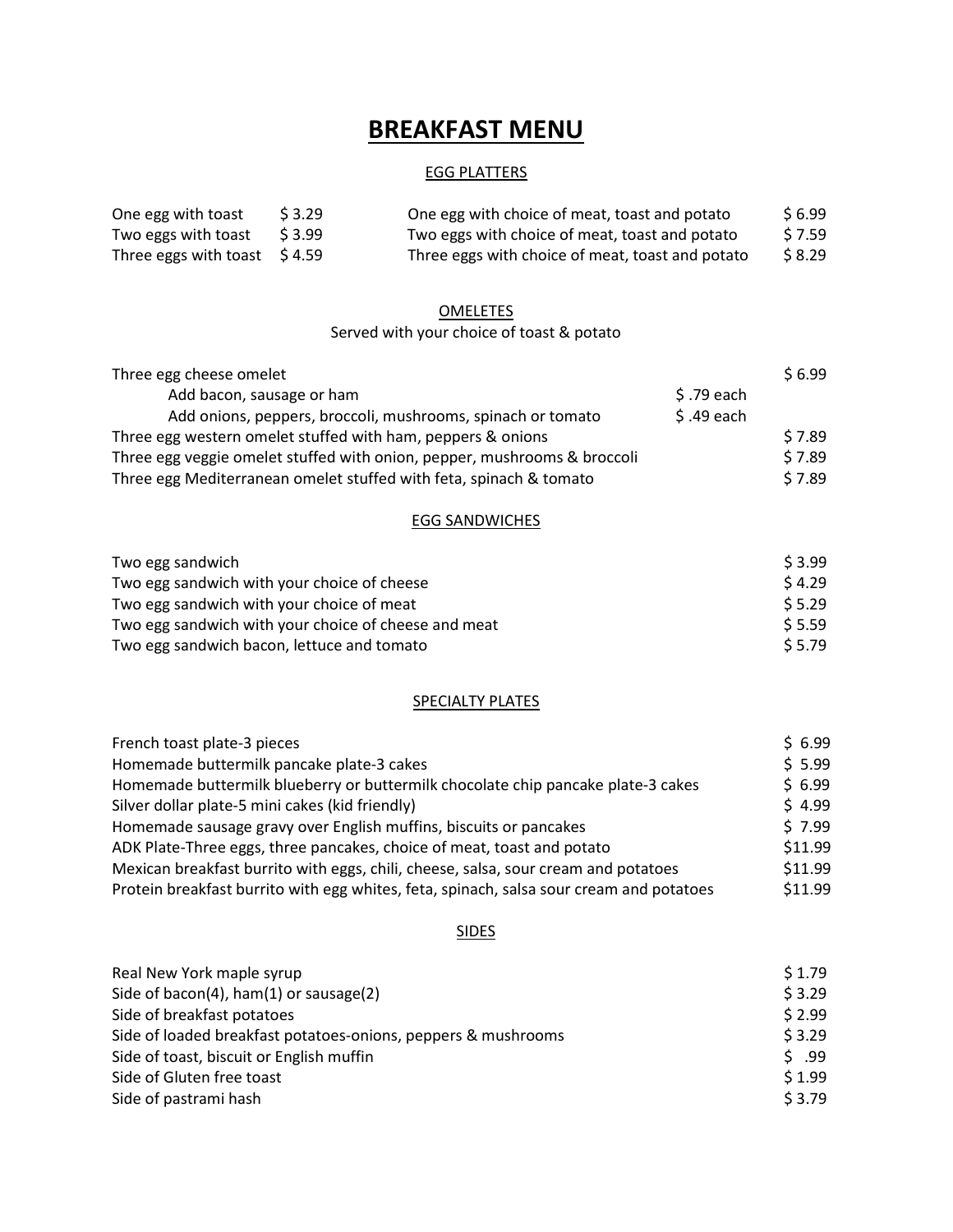# BREAKFAST MENU

## EGG PLATTERS

| | | | |
|---|---|---|---|
| One egg with toast | $ 3.29 | One egg with choice of meat, toast and potato | $ 6.99 |
| Two eggs with toast | $ 3.99 | Two eggs with choice of meat, toast and potato | $ 7.59 |
| Three eggs with toast | $ 4.59 | Three eggs with choice of meat, toast and potato | $ 8.29 |

## OMELETES

Served with your choice of toast & potato

| | | |
|---|---|---|
| Three egg cheese omelet | | $ 6.99 |
| Add bacon, sausage or ham | $ .79 each | |
| Add onions, peppers, broccoli, mushrooms, spinach or tomato | $ .49 each | |
| Three egg western omelet stuffed with ham, peppers & onions | | $ 7.89 |
| Three egg veggie omelet stuffed with onion, pepper, mushrooms & broccoli | | $ 7.89 |
| Three egg Mediterranean omelet stuffed with feta, spinach & tomato | | $ 7.89 |

## EGG SANDWICHES

| | |
|---|---|
| Two egg sandwich | $ 3.99 |
| Two egg sandwich with your choice of cheese | $ 4.29 |
| Two egg sandwich with your choice of meat | $ 5.29 |
| Two egg sandwich with your choice of cheese and meat | $ 5.59 |
| Two egg sandwich bacon, lettuce and tomato | $ 5.79 |

## SPECIALTY PLATES

| | |
|---|---|
| French toast plate-3 pieces | $ 6.99 |
| Homemade buttermilk pancake plate-3 cakes | $ 5.99 |
| Homemade buttermilk blueberry or buttermilk chocolate chip pancake plate-3 cakes | $ 6.99 |
| Silver dollar plate-5 mini cakes (kid friendly) | $ 4.99 |
| Homemade sausage gravy over English muffins, biscuits or pancakes | $ 7.99 |
| ADK Plate-Three eggs, three pancakes, choice of meat, toast and potato | $11.99 |
| Mexican breakfast burrito with eggs, chili, cheese, salsa, sour cream and potatoes | $11.99 |
| Protein breakfast burrito with egg whites, feta, spinach, salsa sour cream and potatoes | $11.99 |

## SIDES

| | |
|---|---|
| Real New York maple syrup | $ 1.79 |
| Side of bacon(4), ham(1) or sausage(2) | $ 3.29 |
| Side of breakfast potatoes | $ 2.99 |
| Side of loaded breakfast potatoes-onions, peppers & mushrooms | $ 3.29 |
| Side of toast, biscuit or English muffin | $ .99 |
| Side of Gluten free toast | $ 1.99 |
| Side of pastrami hash | $ 3.79 |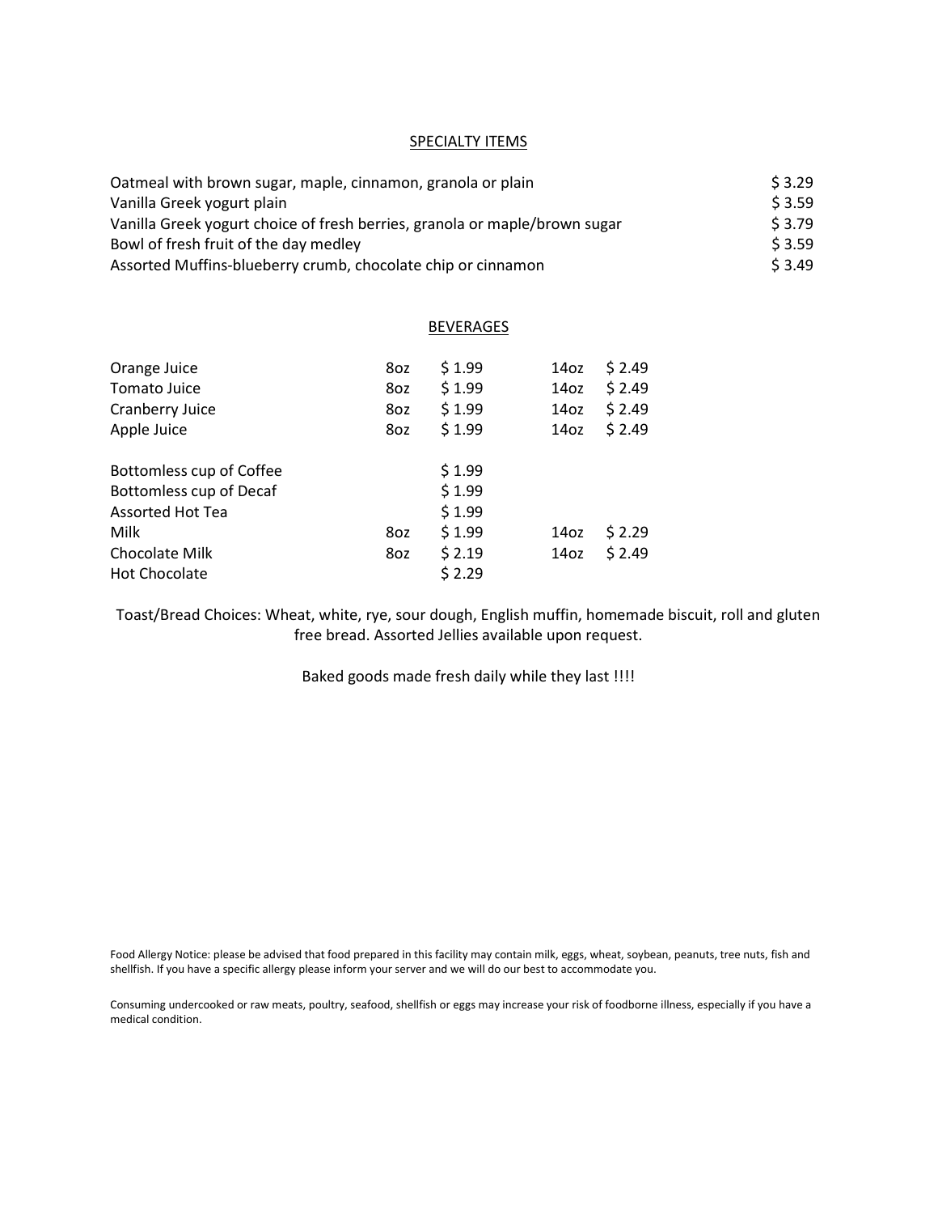## SPECIALTY ITEMS

| Item | Price |
|---|---|
| Oatmeal with brown sugar, maple, cinnamon, granola or plain | $ 3.29 |
| Vanilla Greek yogurt plain | $ 3.59 |
| Vanilla Greek yogurt choice of fresh berries, granola or maple/brown sugar | $ 3.79 |
| Bowl of fresh fruit of the day medley | $ 3.59 |
| Assorted Muffins-blueberry crumb, chocolate chip or cinnamon | $ 3.49 |

## BEVERAGES

| Item | Size | Price | Size | Price |
|---|---|---|---|---|
| Orange Juice | 8oz | $ 1.99 | 14oz | $ 2.49 |
| Tomato Juice | 8oz | $ 1.99 | 14oz | $ 2.49 |
| Cranberry Juice | 8oz | $ 1.99 | 14oz | $ 2.49 |
| Apple Juice | 8oz | $ 1.99 | 14oz | $ 2.49 |
| Bottomless cup of Coffee | | $ 1.99 | | |
| Bottomless cup of Decaf | | $ 1.99 | | |
| Assorted Hot Tea | | $ 1.99 | | |
| Milk | 8oz | $ 1.99 | 14oz | $ 2.29 |
| Chocolate Milk | 8oz | $ 2.19 | 14oz | $ 2.49 |
| Hot Chocolate | | $ 2.29 | | |

Toast/Bread Choices: Wheat, white, rye, sour dough, English muffin, homemade biscuit, roll and gluten free bread. Assorted Jellies available upon request.

Baked goods made fresh daily while they last !!!!

Food Allergy Notice: please be advised that food prepared in this facility may contain milk, eggs, wheat, soybean, peanuts, tree nuts, fish and shellfish. If you have a specific allergy please inform your server and we will do our best to accommodate you.

Consuming undercooked or raw meats, poultry, seafood, shellfish or eggs may increase your risk of foodborne illness, especially if you have a medical condition.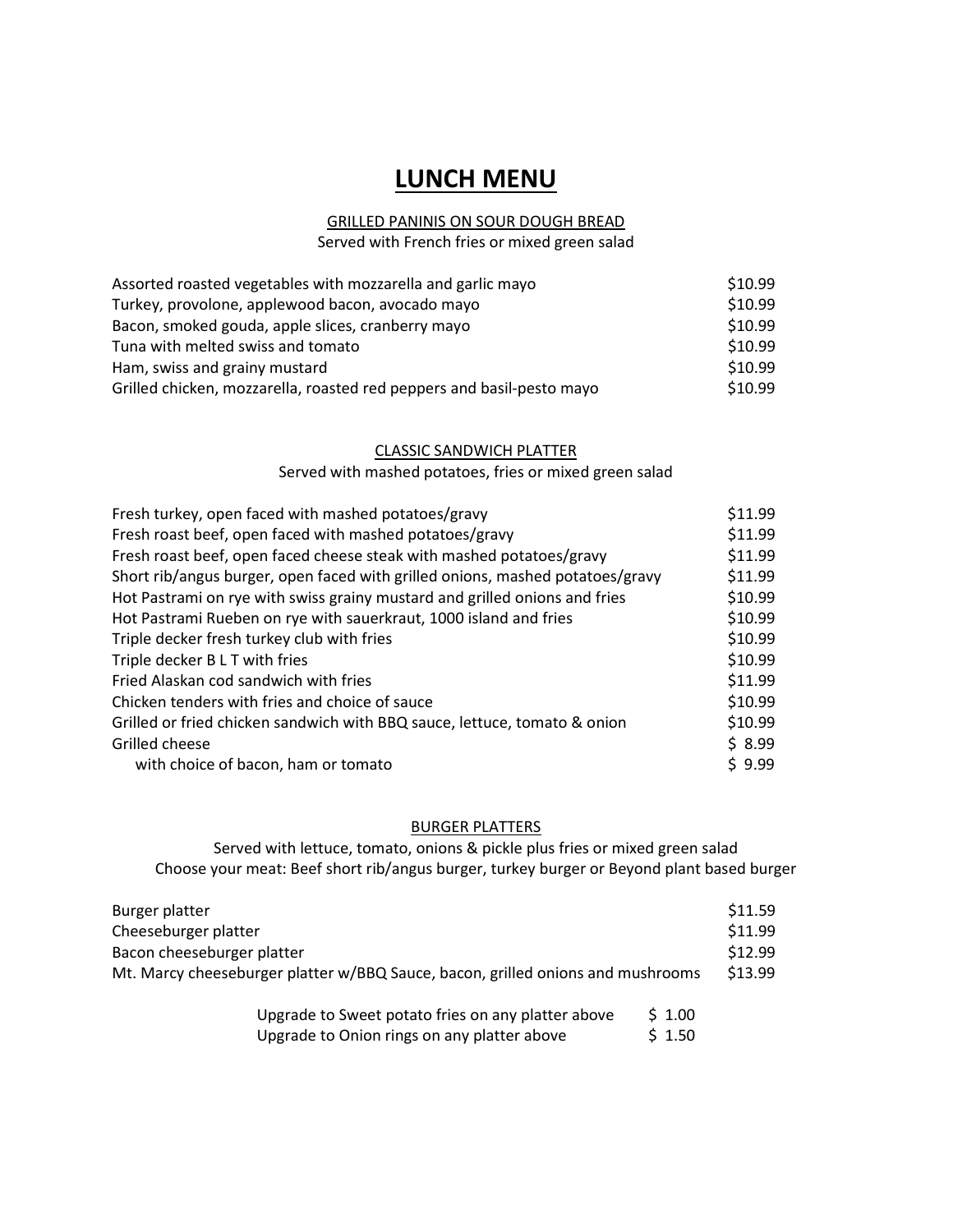# LUNCH MENU

## GRILLED PANINIS ON SOUR DOUGH BREAD

Served with French fries or mixed green salad

| Item | Price |
|---|---|
| Assorted roasted vegetables with mozzarella and garlic mayo | $10.99 |
| Turkey, provolone, applewood bacon, avocado mayo | $10.99 |
| Bacon, smoked gouda, apple slices, cranberry mayo | $10.99 |
| Tuna with melted swiss and tomato | $10.99 |
| Ham, swiss and grainy mustard | $10.99 |
| Grilled chicken, mozzarella, roasted red peppers and basil-pesto mayo | $10.99 |

## CLASSIC SANDWICH PLATTER

Served with mashed potatoes, fries or mixed green salad

| Item | Price |
|---|---|
| Fresh turkey, open faced with mashed potatoes/gravy | $11.99 |
| Fresh roast beef, open faced with mashed potatoes/gravy | $11.99 |
| Fresh roast beef, open faced cheese steak with mashed potatoes/gravy | $11.99 |
| Short rib/angus burger, open faced with grilled onions, mashed potatoes/gravy | $11.99 |
| Hot Pastrami on rye with swiss grainy mustard and grilled onions and fries | $10.99 |
| Hot Pastrami Rueben on rye with sauerkraut, 1000 island and fries | $10.99 |
| Triple decker fresh turkey club with fries | $10.99 |
| Triple decker B L T with fries | $10.99 |
| Fried Alaskan cod sandwich with fries | $11.99 |
| Chicken tenders with fries and choice of sauce | $10.99 |
| Grilled or fried chicken sandwich with BBQ sauce, lettuce, tomato & onion | $10.99 |
| Grilled cheese | $ 8.99 |
| with choice of bacon, ham or tomato | $ 9.99 |

## BURGER PLATTERS

Served with lettuce, tomato, onions & pickle plus fries or mixed green salad
Choose your meat: Beef short rib/angus burger, turkey burger or Beyond plant based burger

| Item | Price |
|---|---|
| Burger platter | $11.59 |
| Cheeseburger platter | $11.99 |
| Bacon cheeseburger platter | $12.99 |
| Mt. Marcy cheeseburger platter w/BBQ Sauce, bacon, grilled onions and mushrooms | $13.99 |

| Upgrade | Price |
|---|---|
| Upgrade to Sweet potato fries on any platter above | $ 1.00 |
| Upgrade to Onion rings on any platter above | $ 1.50 |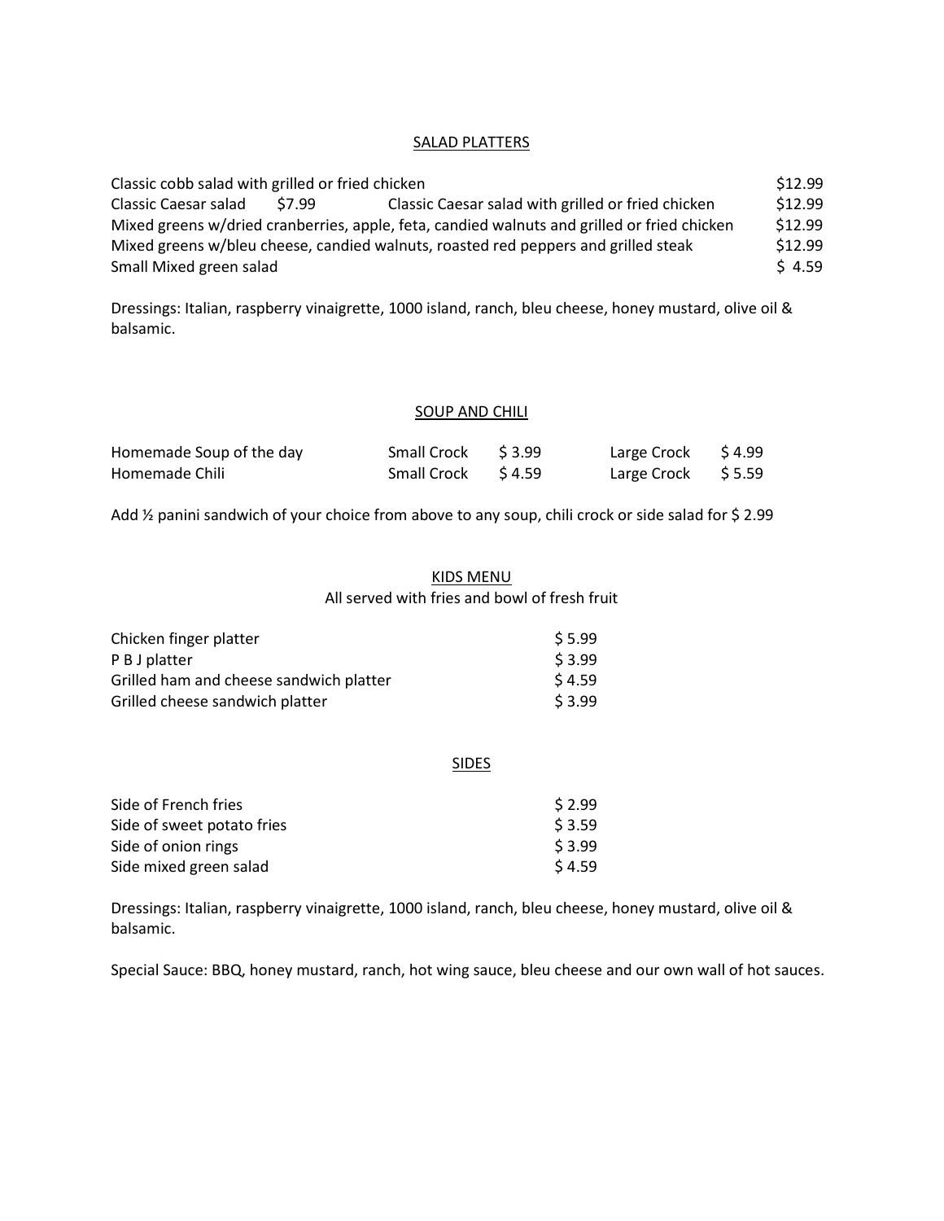## SALAD PLATTERS

| Item | Price |
|---|---|
| Classic cobb salad with grilled or fried chicken | $12.99 |
| Classic Caesar salad $7.99 / Classic Caesar salad with grilled or fried chicken | $12.99 |
| Mixed greens w/dried cranberries, apple, feta, candied walnuts and grilled or fried chicken | $12.99 |
| Mixed greens w/bleu cheese, candied walnuts, roasted red peppers and grilled steak | $12.99 |
| Small Mixed green salad | $ 4.59 |

Dressings: Italian, raspberry vinaigrette, 1000 island, ranch, bleu cheese, honey mustard, olive oil & balsamic.

## SOUP AND CHILI

| Item | | | | |
|---|---|---|---|---|
| Homemade Soup of the day | Small Crock | $ 3.99 | Large Crock | $ 4.99 |
| Homemade Chili | Small Crock | $ 4.59 | Large Crock | $ 5.59 |

Add ½ panini sandwich of your choice from above to any soup, chili crock or side salad for $ 2.99

## KIDS MENU

All served with fries and bowl of fresh fruit

| Item | Price |
|---|---|
| Chicken finger platter | $ 5.99 |
| P B J platter | $ 3.99 |
| Grilled ham and cheese sandwich platter | $ 4.59 |
| Grilled cheese sandwich platter | $ 3.99 |

## SIDES

| Item | Price |
|---|---|
| Side of French fries | $ 2.99 |
| Side of sweet potato fries | $ 3.59 |
| Side of onion rings | $ 3.99 |
| Side mixed green salad | $ 4.59 |

Dressings: Italian, raspberry vinaigrette, 1000 island, ranch, bleu cheese, honey mustard, olive oil & balsamic.

Special Sauce: BBQ, honey mustard, ranch, hot wing sauce, bleu cheese and our own wall of hot sauces.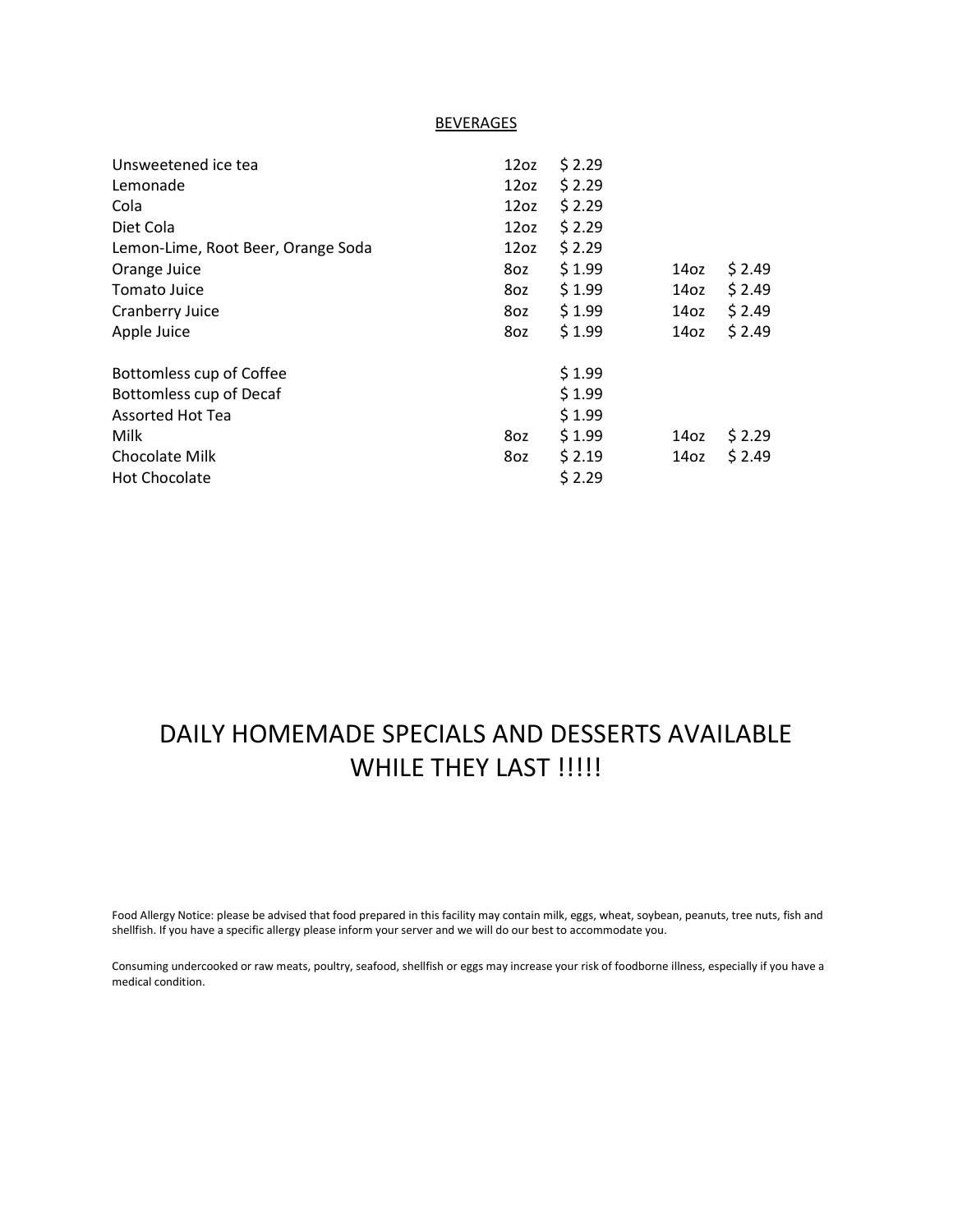## BEVERAGES

| | | | | |
|---|---|---|---|---|
| Unsweetened ice tea | 12oz | $ 2.29 | | |
| Lemonade | 12oz | $ 2.29 | | |
| Cola | 12oz | $ 2.29 | | |
| Diet Cola | 12oz | $ 2.29 | | |
| Lemon-Lime, Root Beer, Orange Soda | 12oz | $ 2.29 | | |
| Orange Juice | 8oz | $ 1.99 | 14oz | $ 2.49 |
| Tomato Juice | 8oz | $ 1.99 | 14oz | $ 2.49 |
| Cranberry Juice | 8oz | $ 1.99 | 14oz | $ 2.49 |
| Apple Juice | 8oz | $ 1.99 | 14oz | $ 2.49 |
| Bottomless cup of Coffee | | $ 1.99 | | |
| Bottomless cup of Decaf | | $ 1.99 | | |
| Assorted Hot Tea | | $ 1.99 | | |
| Milk | 8oz | $ 1.99 | 14oz | $ 2.29 |
| Chocolate Milk | 8oz | $ 2.19 | 14oz | $ 2.49 |
| Hot Chocolate | | $ 2.29 | | |

# DAILY HOMEMADE SPECIALS AND DESSERTS AVAILABLE WHILE THEY LAST !!!!!

Food Allergy Notice: please be advised that food prepared in this facility may contain milk, eggs, wheat, soybean, peanuts, tree nuts, fish and shellfish. If you have a specific allergy please inform your server and we will do our best to accommodate you.

Consuming undercooked or raw meats, poultry, seafood, shellfish or eggs may increase your risk of foodborne illness, especially if you have a medical condition.